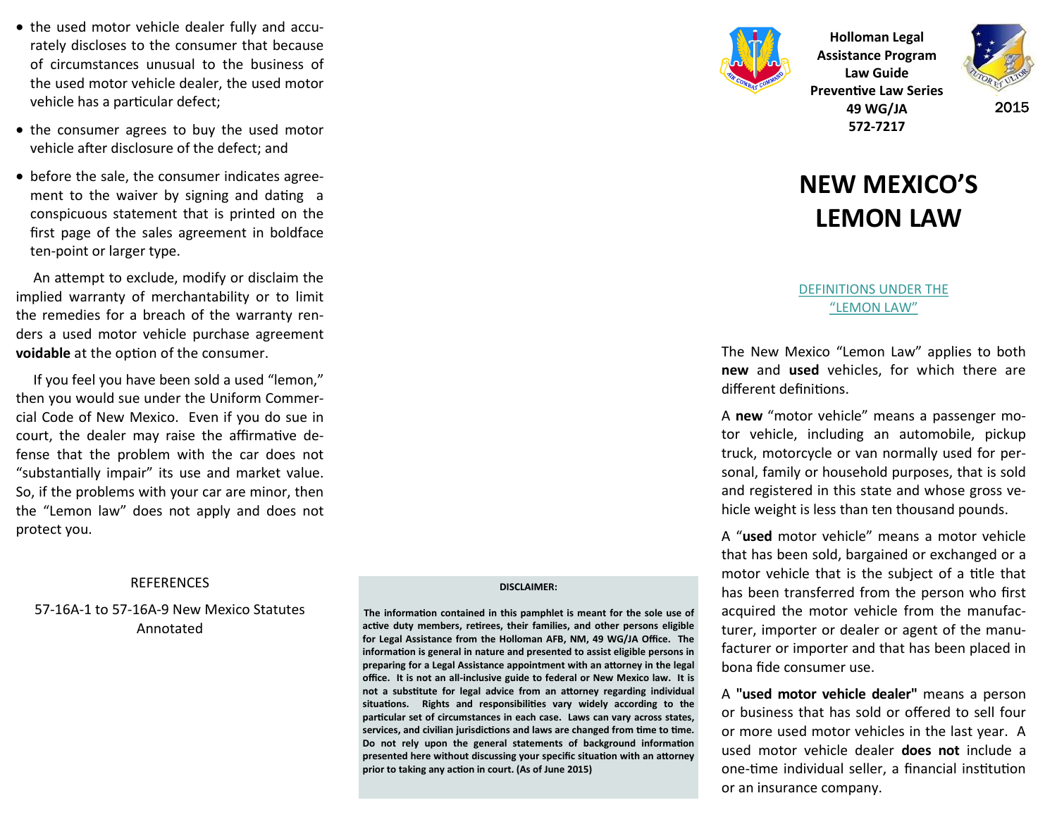- the used motor vehicle dealer fully and accurately discloses to the consumer that because of circumstances unusual to the business of the used motor vehicle dealer, the used motor vehicle has a particular defect;
- the consumer agrees to buy the used motor vehicle after disclosure of the defect; and
- before the sale, the consumer indicates agreement to the waiver by signing and dating a conspicuous statement that is printed on the first page of the sales agreement in boldface ten-point or larger type.

An attempt to exclude, modify or disclaim the implied warranty of merchantability or to limit the remedies for a breach of the warranty renders a used motor vehicle purchase agreement **voidable** at the option of the consumer.

If you feel you have been sold a used "lemon," then you would sue under the Uniform Commercial Code of New Mexico. Even if you do sue in court, the dealer may raise the affirmative defense that the problem with the car does not "substantially impair" its use and market value. So, if the problems with your car are minor, then the "Lemon law" does not apply and does not protect you.

REFERENCES

57-16A-1 to 57-16A-9 New Mexico Statutes Annotated

**DISCLAIMER:**

**The information contained in this pamphlet is meant for the sole use of active duty members, retirees, their families, and other persons eligible for Legal Assistance from the Holloman AFB, NM, 49 WG/JA Office. The information is general in nature and presented to assist eligible persons in preparing for a Legal Assistance appointment with an attorney in the legal office. It is not an all-inclusive guide to federal or New Mexico law. It is not a substitute for legal advice from an attorney regarding individual situations. Rights and responsibilities vary widely according to the particular set of circumstances in each case. Laws can vary across states, services, and civilian jurisdictions and laws are changed from time to time. Do not rely upon the general statements of background information presented here without discussing your specific situation with an attorney prior to taking any action in court. (As of June 2015)**

**Holloman Legal Assistance Program**
**Law Guide**
**Preventive Law Series**
**49 WG/JA**
**572-7217**

2015

# NEW MEXICO'S LEMON LAW

## DEFINITIONS UNDER THE "LEMON LAW"

The New Mexico "Lemon Law" applies to both **new** and **used** vehicles, for which there are different definitions.

A **new** "motor vehicle" means a passenger motor vehicle, including an automobile, pickup truck, motorcycle or van normally used for personal, family or household purposes, that is sold and registered in this state and whose gross vehicle weight is less than ten thousand pounds.

A "**used** motor vehicle" means a motor vehicle that has been sold, bargained or exchanged or a motor vehicle that is the subject of a title that has been transferred from the person who first acquired the motor vehicle from the manufacturer, importer or dealer or agent of the manufacturer or importer and that has been placed in bona fide consumer use.

A **"used motor vehicle dealer"** means a person or business that has sold or offered to sell four or more used motor vehicles in the last year. A used motor vehicle dealer **does not** include a one-time individual seller, a financial institution or an insurance company.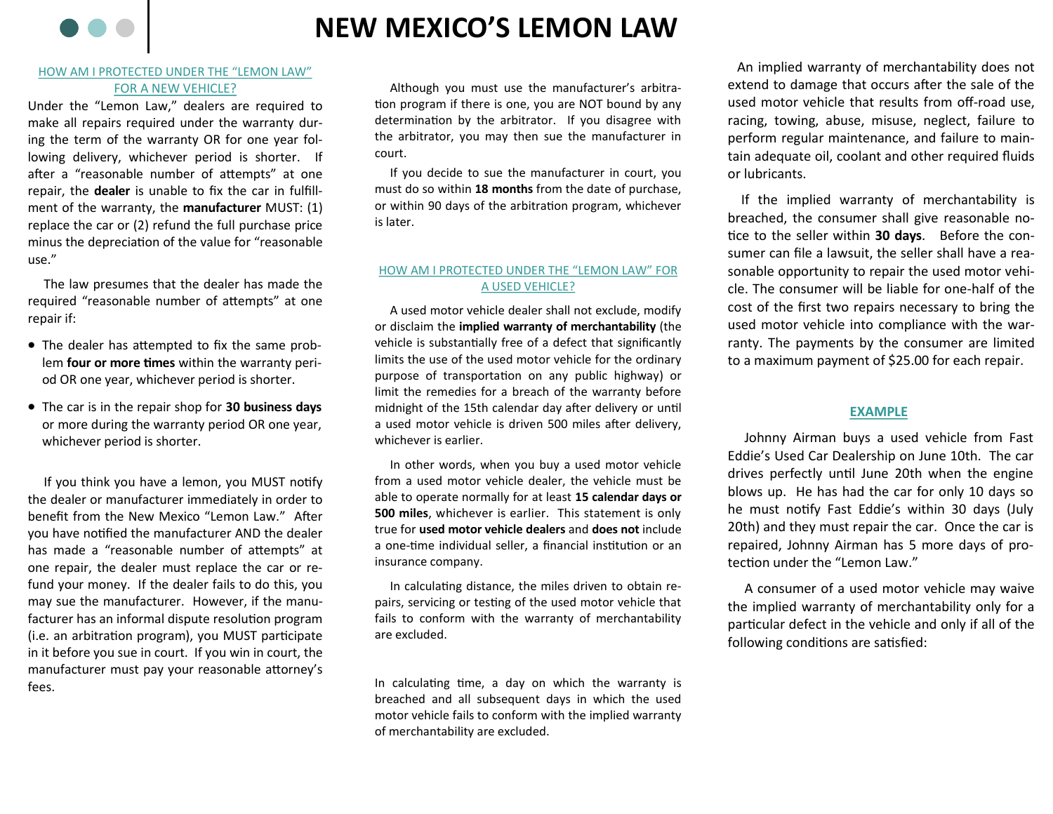# NEW MEXICO'S LEMON LAW

## HOW AM I PROTECTED UNDER THE "LEMON LAW" FOR A NEW VEHICLE?

Under the "Lemon Law," dealers are required to make all repairs required under the warranty during the term of the warranty OR for one year following delivery, whichever period is shorter. If after a "reasonable number of attempts" at one repair, the **dealer** is unable to fix the car in fulfillment of the warranty, the **manufacturer** MUST: (1) replace the car or (2) refund the full purchase price minus the depreciation of the value for "reasonable use."

The law presumes that the dealer has made the required "reasonable number of attempts" at one repair if:

- The dealer has attempted to fix the same problem **four or more times** within the warranty period OR one year, whichever period is shorter.
- The car is in the repair shop for **30 business days** or more during the warranty period OR one year, whichever period is shorter.

If you think you have a lemon, you MUST notify the dealer or manufacturer immediately in order to benefit from the New Mexico "Lemon Law." After you have notified the manufacturer AND the dealer has made a "reasonable number of attempts" at one repair, the dealer must replace the car or refund your money. If the dealer fails to do this, you may sue the manufacturer. However, if the manufacturer has an informal dispute resolution program (i.e. an arbitration program), you MUST participate in it before you sue in court. If you win in court, the manufacturer must pay your reasonable attorney's fees.

Although you must use the manufacturer's arbitration program if there is one, you are NOT bound by any determination by the arbitrator. If you disagree with the arbitrator, you may then sue the manufacturer in court.

If you decide to sue the manufacturer in court, you must do so within **18 months** from the date of purchase, or within 90 days of the arbitration program, whichever is later.

## HOW AM I PROTECTED UNDER THE "LEMON LAW" FOR A USED VEHICLE?

A used motor vehicle dealer shall not exclude, modify or disclaim the **implied warranty of merchantability** (the vehicle is substantially free of a defect that significantly limits the use of the used motor vehicle for the ordinary purpose of transportation on any public highway) or limit the remedies for a breach of the warranty before midnight of the 15th calendar day after delivery or until a used motor vehicle is driven 500 miles after delivery, whichever is earlier.

In other words, when you buy a used motor vehicle from a used motor vehicle dealer, the vehicle must be able to operate normally for at least **15 calendar days or 500 miles**, whichever is earlier. This statement is only true for **used motor vehicle dealers** and **does not** include a one-time individual seller, a financial institution or an insurance company.

In calculating distance, the miles driven to obtain repairs, servicing or testing of the used motor vehicle that fails to conform with the warranty of merchantability are excluded.

In calculating time, a day on which the warranty is breached and all subsequent days in which the used motor vehicle fails to conform with the implied warranty of merchantability are excluded.

An implied warranty of merchantability does not extend to damage that occurs after the sale of the used motor vehicle that results from off-road use, racing, towing, abuse, misuse, neglect, failure to perform regular maintenance, and failure to maintain adequate oil, coolant and other required fluids or lubricants.

If the implied warranty of merchantability is breached, the consumer shall give reasonable notice to the seller within **30 days**. Before the consumer can file a lawsuit, the seller shall have a reasonable opportunity to repair the used motor vehicle. The consumer will be liable for one-half of the cost of the first two repairs necessary to bring the used motor vehicle into compliance with the warranty. The payments by the consumer are limited to a maximum payment of $25.00 for each repair.

### EXAMPLE

Johnny Airman buys a used vehicle from Fast Eddie's Used Car Dealership on June 10th. The car drives perfectly until June 20th when the engine blows up. He has had the car for only 10 days so he must notify Fast Eddie's within 30 days (July 20th) and they must repair the car. Once the car is repaired, Johnny Airman has 5 more days of protection under the "Lemon Law."

A consumer of a used motor vehicle may waive the implied warranty of merchantability only for a particular defect in the vehicle and only if all of the following conditions are satisfied: